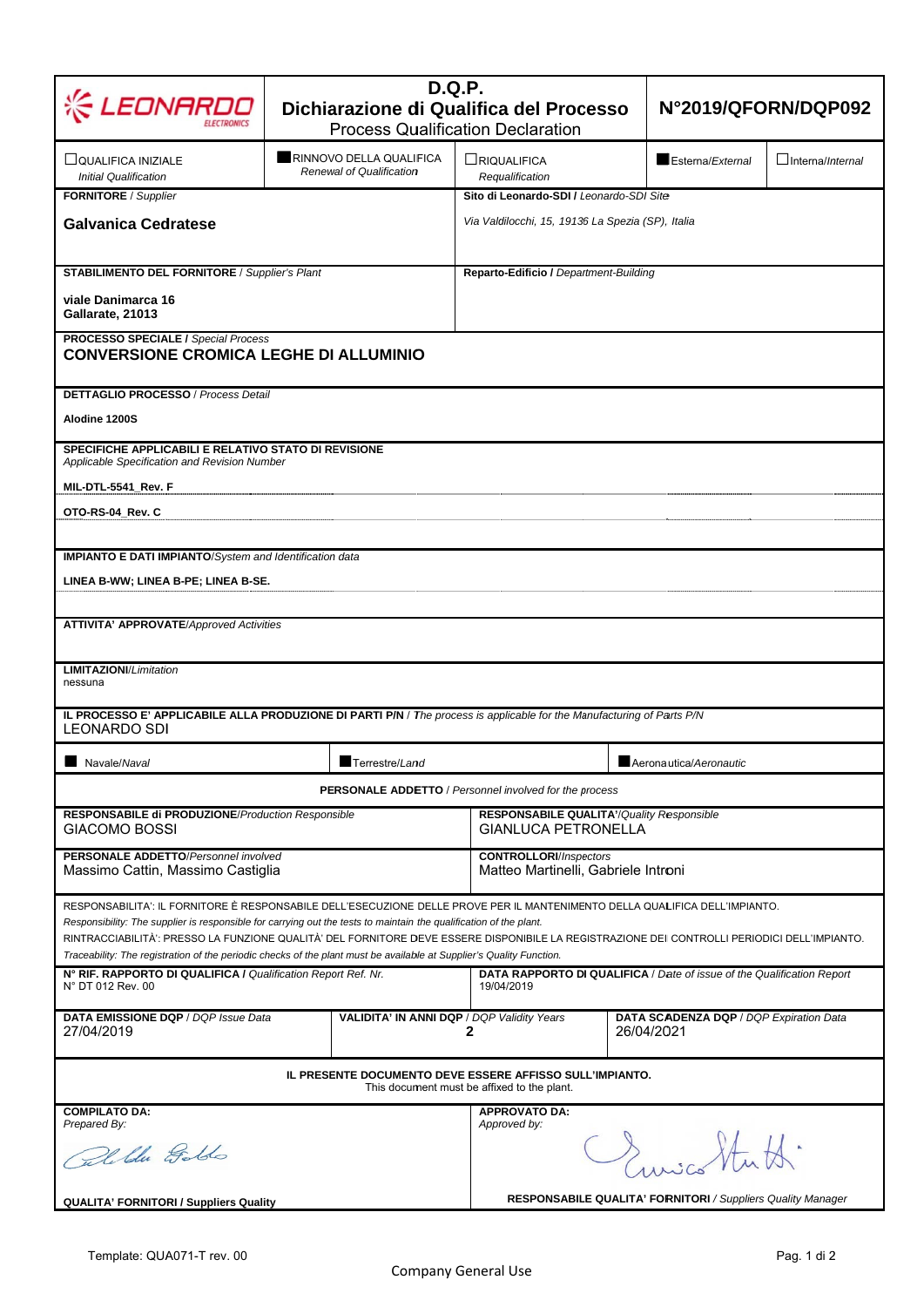**LEONARDO** ELECTRONICS

# D.Q.P.
## Dichiarazione di Qualifica del Processo
Process Qualification Declaration

**N°2019/QFORN/DQP092**

| ☐ QUALIFICA INIZIALE *Initial Qualification* | ■ RINNOVO DELLA QUALIFICA *Renewal of Qualification* | ☐ RIQUALIFICA *Requalification* | ■ Esterna/*External* | ☐ Interna/*Internal* |
|---|---|---|---|---|

**FORNITORE** / *Supplier*

**Galvanica Cedratese**

**Sito di Leonardo-SDI /** *Leonardo-SDI Site*

*Via Valdilocchi, 15, 19136 La Spezia (SP), Italia*

**STABILIMENTO DEL FORNITORE** / *Supplier's Plant*

**viale Danimarca 16**
**Gallarate, 21013**

**Reparto-Edificio /** *Department-Building*

**PROCESSO SPECIALE /** *Special Process*

**CONVERSIONE CROMICA LEGHE DI ALLUMINIO**

**DETTAGLIO PROCESSO** / *Process Detail*

**Alodine 1200S**

**SPECIFICHE APPLICABILI E RELATIVO STATO DI REVISIONE**
*Applicable Specification and Revision Number*

**MIL-DTL-5541_Rev. F**

**OTO-RS-04_Rev. C**

**IMPIANTO E DATI IMPIANTO**/*System and Identification data*

**LINEA B-WW; LINEA B-PE; LINEA B-SE.**

**ATTIVITA' APPROVATE**/*Approved Activities*

**LIMITAZIONI**/*Limitation*
nessuna

**IL PROCESSO E' APPLICABILE ALLA PRODUZIONE DI PARTI P/N** / *The process is applicable for the Manufacturing of Parts P/N*
LEONARDO SDI

| ■ Navale/*Naval* | ■ Terrestre/*Land* | ■ Aeronautica/*Aeronautic* |
|---|---|---|

**PERSONALE ADDETTO** / *Personnel involved for the process*

| **RESPONSABILE di PRODUZIONE**/*Production Responsible* | **RESPONSABILE QUALITA'**/*Quality Responsible* |
|---|---|
| GIACOMO BOSSI | GIANLUCA PETRONELLA |
| **PERSONALE ADDETTO**/*Personnel involved* | **CONTROLLORI**/*Inspectors* |
| Massimo Cattin, Massimo Castiglia | Matteo Martinelli, Gabriele Introni |

RESPONSABILITA': IL FORNITORE È RESPONSABILE DELL'ESECUZIONE DELLE PROVE PER IL MANTENIMENTO DELLA QUALIFICA DELL'IMPIANTO.
*Responsibility: The supplier is responsible for carrying out the tests to maintain the qualification of the plant.*
RINTRACCIABILITÀ': PRESSO LA FUNZIONE QUALITÀ DEL FORNITORE DEVE ESSERE DISPONIBILE LA REGISTRAZIONE DEI CONTROLLI PERIODICI DELL'IMPIANTO.
*Traceability: The registration of the periodic checks of the plant must be available at Supplier's Quality Function.*

| **N° RIF. RAPPORTO DI QUALIFICA /** *Qualification Report Ref. Nr.* | **DATA RAPPORTO DI QUALIFICA** / *Date of issue of the Qualification Report* |
|---|---|
| N° DT 012 Rev. 00 | 19/04/2019 |

| **DATA EMISSIONE DQP** / *DQP Issue Data* | **VALIDITA' IN ANNI DQP** / *DQP Validity Years* | **DATA SCADENZA DQP** / *DQP Expiration Data* |
|---|---|---|
| 27/04/2019 | 2 | 26/04/2021 |

**IL PRESENTE DOCUMENTO DEVE ESSERE AFFISSO SULL'IMPIANTO.**
This document must be affixed to the plant.

| **COMPILATO DA:** *Prepared By:* | **APPROVATO DA:** *Approved by:* |
|---|---|
| *(firma)* | *(firma)* |
| **QUALITA' FORNITORI / Suppliers Quality** | **RESPONSABILE QUALITA' FORNITORI** / *Suppliers Quality Manager* |

Template: QUA071-T rev. 00

Company General Use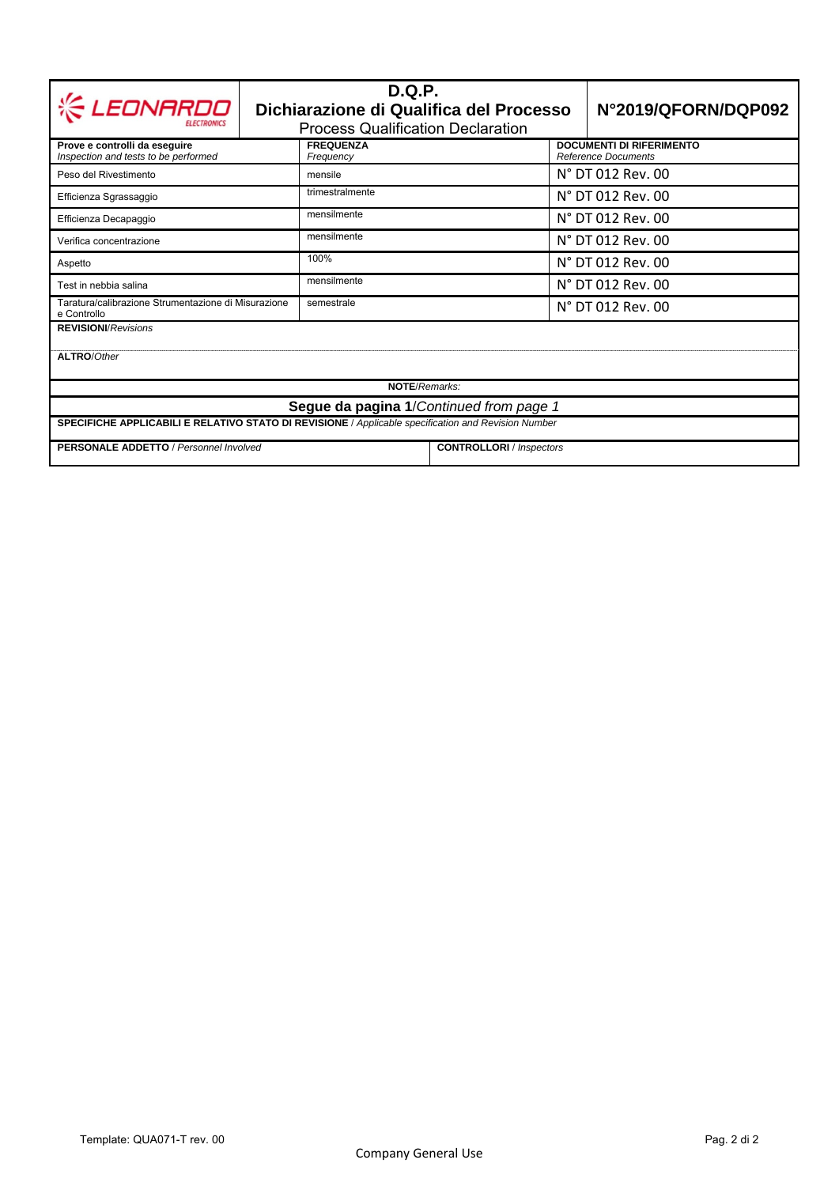| LEONARDO ELECTRONICS | **D.Q.P.** **Dichiarazione di Qualifica del Processo** Process Qualification Declaration | **N°2019/QFORN/DQP092** |
|---|---|---|

| **Prove e controlli da eseguire** *Inspection and tests to be performed* | **FREQUENZA** *Frequency* | **DOCUMENTI DI RIFERIMENTO** *Reference Documents* |
|---|---|---|
| Peso del Rivestimento | mensile | N° DT 012 Rev. 00 |
| Efficienza Sgrassaggio | trimestralmente | N° DT 012 Rev. 00 |
| Efficienza Decapaggio | mensilmente | N° DT 012 Rev. 00 |
| Verifica concentrazione | mensilmente | N° DT 012 Rev. 00 |
| Aspetto | 100% | N° DT 012 Rev. 00 |
| Test in nebbia salina | mensilmente | N° DT 012 Rev. 00 |
| Taratura/calibrazione Strumentazione di Misurazione e Controllo | semestrale | N° DT 012 Rev. 00 |

**REVISIONI**/*Revisions*

**ALTRO**/*Other*

**NOTE**/*Remarks:*

**Segue da pagina 1**/*Continued from page 1*

**SPECIFICHE APPLICABILI E RELATIVO STATO DI REVISIONE** / *Applicable specification and Revision Number*

| **PERSONALE ADDETTO** / *Personnel Involved* | **CONTROLLORI** / *Inspectors* |
|---|---|

Template: QUA071-T rev. 00

Company General Use